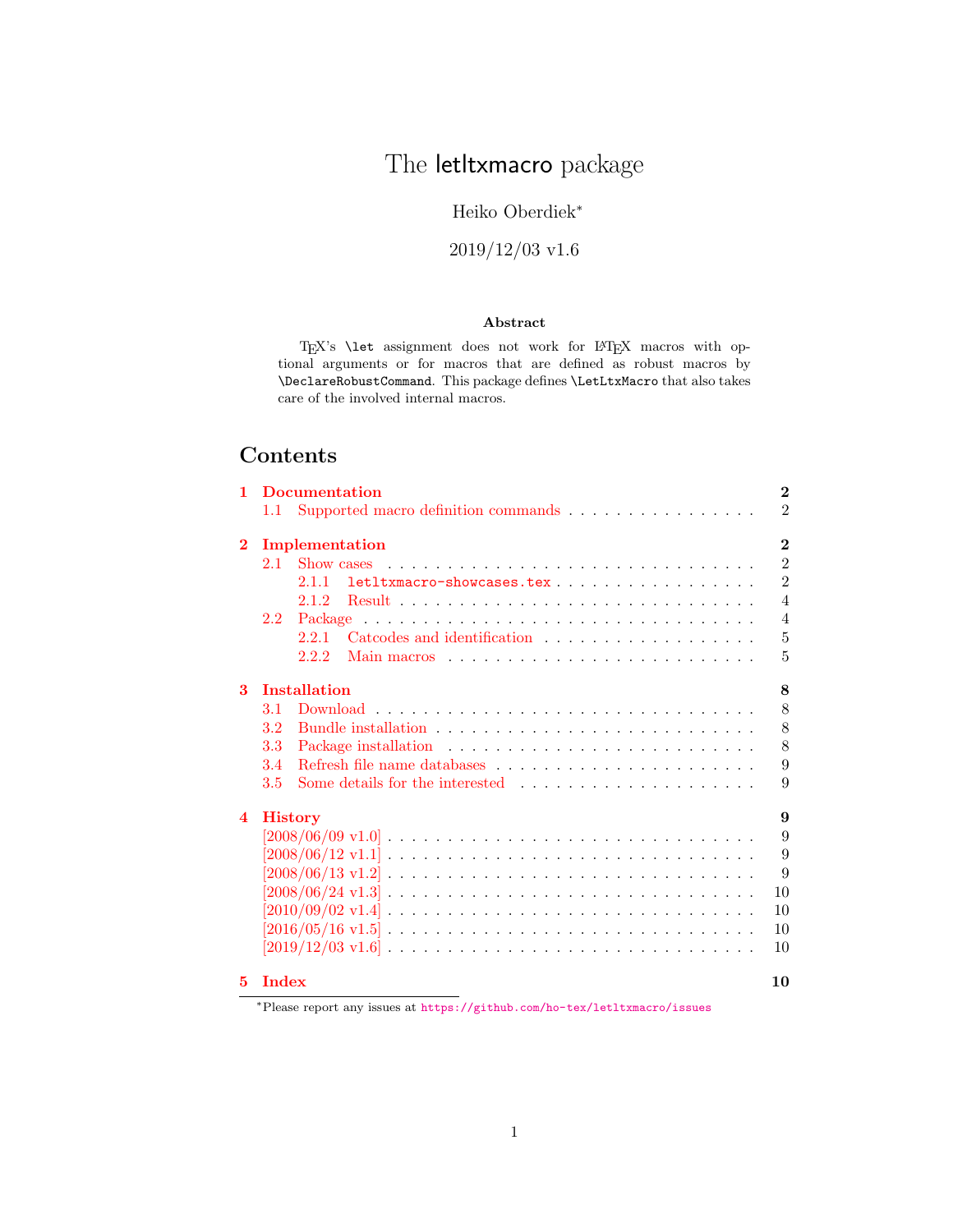# The letltxmacro package

Heiko Oberdiek*

2019/12/03 v1.6

## Abstract

TEX's `\let` assignment does not work for LATEX macros with optional arguments or for macros that are defined as robust macros by `\DeclareRobustCommand`. This package defines `\LetLtxMacro` that also takes care of the involved internal macros.

## Contents

- **1 Documentation** — 2
  - 1.1 Supported macro definition commands — 2
- **2 Implementation** — 2
  - 2.1 Show cases — 2
    - 2.1.1 `letltxmacro-showcases.tex` — 2
    - 2.1.2 Result — 4
  - 2.2 Package — 4
    - 2.2.1 Catcodes and identification — 5
    - 2.2.2 Main macros — 5
- **3 Installation** — 8
  - 3.1 Download — 8
  - 3.2 Bundle installation — 8
  - 3.3 Package installation — 8
  - 3.4 Refresh file name databases — 9
  - 3.5 Some details for the interested — 9
- **4 History** — 9
  - [2008/06/09 v1.0] — 9
  - [2008/06/12 v1.1] — 9
  - [2008/06/13 v1.2] — 9
  - [2008/06/24 v1.3] — 10
  - [2010/09/02 v1.4] — 10
  - [2016/05/16 v1.5] — 10
  - [2019/12/03 v1.6] — 10
- **5 Index** — 10

*Please report any issues at https://github.com/ho-tex/letltxmacro/issues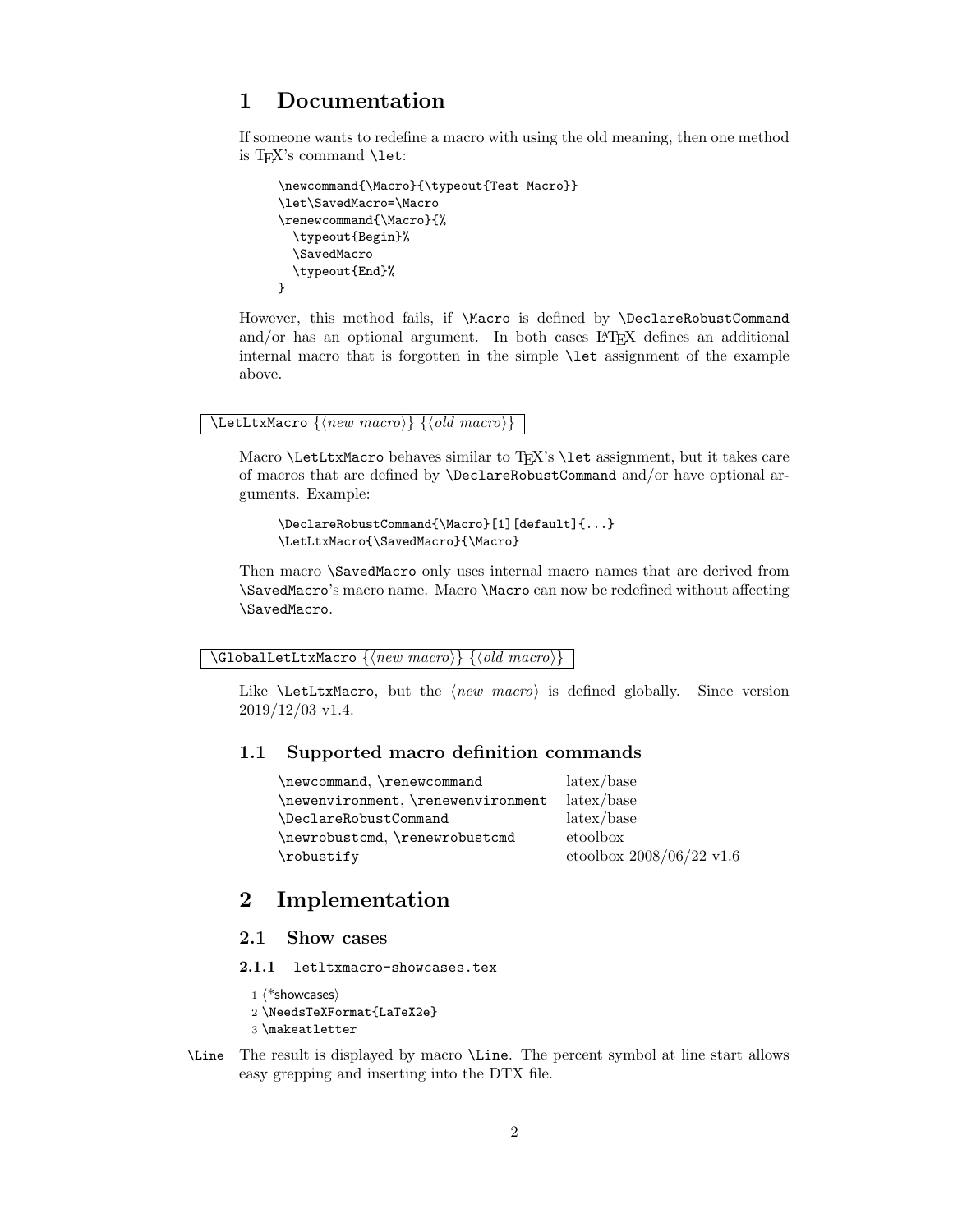# 1 Documentation

If someone wants to redefine a macro with using the old meaning, then one method is TEX's command `\let`:

```
\newcommand{\Macro}{\typeout{Test Macro}}
\let\SavedMacro=\Macro
\renewcommand{\Macro}{%
  \typeout{Begin}%
  \SavedMacro
  \typeout{End}%
}
```

However, this method fails, if `\Macro` is defined by `\DeclareRobustCommand` and/or has an optional argument. In both cases LATEX defines an additional internal macro that is forgotten in the simple `\let` assignment of the example above.

`\LetLtxMacro` {⟨*new macro*⟩} {⟨*old macro*⟩}

Macro `\LetLtxMacro` behaves similar to TEX's `\let` assignment, but it takes care of macros that are defined by `\DeclareRobustCommand` and/or have optional arguments. Example:

```
\DeclareRobustCommand{\Macro}[1][default]{...}
\LetLtxMacro{\SavedMacro}{\Macro}
```

Then macro `\SavedMacro` only uses internal macro names that are derived from `\SavedMacro`'s macro name. Macro `\Macro` can now be redefined without affecting `\SavedMacro`.

`\GlobalLetLtxMacro` {⟨*new macro*⟩} {⟨*old macro*⟩}

Like `\LetLtxMacro`, but the ⟨*new macro*⟩ is defined globally. Since version 2019/12/03 v1.4.

## 1.1 Supported macro definition commands

| | |
|---|---|
| `\newcommand`, `\renewcommand` | latex/base |
| `\newenvironment`, `\renewenvironment` | latex/base |
| `\DeclareRobustCommand` | latex/base |
| `\newrobustcmd`, `\renewrobustcmd` | etoolbox |
| `\robustify` | etoolbox 2008/06/22 v1.6 |

# 2 Implementation

## 2.1 Show cases

### 2.1.1 letltxmacro-showcases.tex

```
1 ⟨*showcases⟩
2 \NeedsTeXFormat{LaTeX2e}
3 \makeatletter
```

`\Line` The result is displayed by macro `\Line`. The percent symbol at line start allows easy grepping and inserting into the DTX file.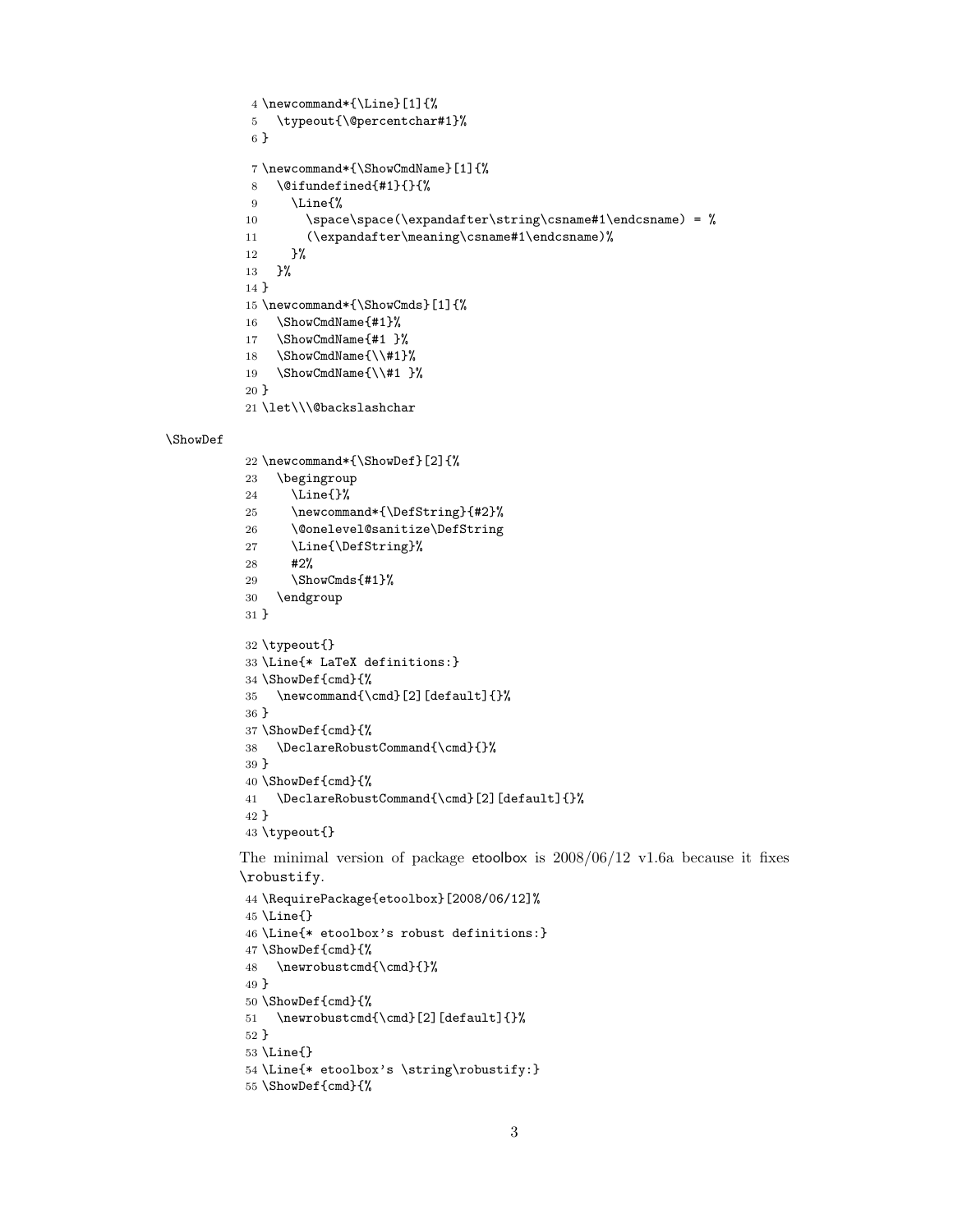```
4 \newcommand*{\Line}[1]{%
5   \typeout{\@percentchar#1}%
6 }
7 \newcommand*{\ShowCmdName}[1]{%
8   \@ifundefined{#1}{}{%
9     \Line{%
10      \space\space(\expandafter\string\csname#1\endcsname) = %
11      (\expandafter\meaning\csname#1\endcsname)%
12    }%
13  }%
14 }
15 \newcommand*{\ShowCmds}[1]{%
16   \ShowCmdName{#1}%
17   \ShowCmdName{#1 }%
18   \ShowCmdName{\\#1}%
19   \ShowCmdName{\\#1 }%
20 }
21 \let\\\@backslashchar
```

\ShowDef

```
22 \newcommand*{\ShowDef}[2]{%
23   \begingroup
24     \Line{}%
25     \newcommand*{\DefString}{#2}%
26     \@onelevel@sanitize\DefString
27     \Line{\DefString}%
28     #2%
29     \ShowCmds{#1}%
30   \endgroup
31 }
32 \typeout{}
33 \Line{* LaTeX definitions:}
34 \ShowDef{cmd}{%
35   \newcommand{\cmd}[2][default]{}%
36 }
37 \ShowDef{cmd}{%
38   \DeclareRobustCommand{\cmd}{}%
39 }
40 \ShowDef{cmd}{%
41   \DeclareRobustCommand{\cmd}[2][default]{}%
42 }
43 \typeout{}
```

The minimal version of package etoolbox is 2008/06/12 v1.6a because it fixes `\robustify`.

```
44 \RequirePackage{etoolbox}[2008/06/12]%
45 \Line{}
46 \Line{* etoolbox's robust definitions:}
47 \ShowDef{cmd}{%
48   \newrobustcmd{\cmd}{}%
49 }
50 \ShowDef{cmd}{%
51   \newrobustcmd{\cmd}[2][default]{}%
52 }
53 \Line{}
54 \Line{* etoolbox's \string\robustify:}
55 \ShowDef{cmd}{%
```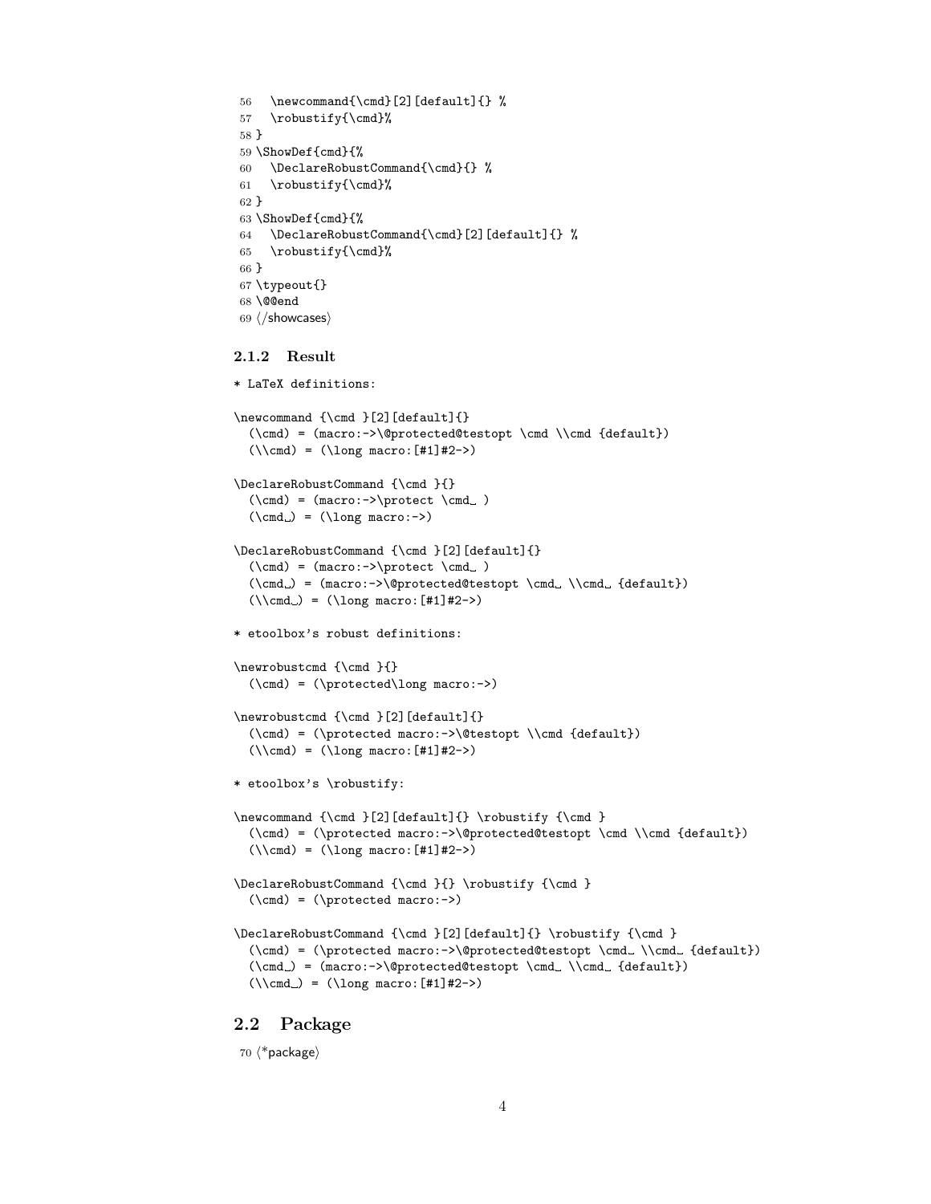```
56   \newcommand{\cmd}[2][default]{} %
57   \robustify{\cmd}%
58 }
59 \ShowDef{cmd}{%
60   \DeclareRobustCommand{\cmd}{} %
61   \robustify{\cmd}%
62 }
63 \ShowDef{cmd}{%
64   \DeclareRobustCommand{\cmd}[2][default]{} %
65   \robustify{\cmd}%
66 }
67 \typeout{}
68 \@@end
69 </showcases>
```

### 2.1.2 Result

```
* LaTeX definitions:

\newcommand {\cmd }[2][default]{}
  (\cmd) = (macro:->\@protected@testopt \cmd \\cmd {default})
  (\\cmd) = (\long macro:[#1]#2->)

\DeclareRobustCommand {\cmd }{}
  (\cmd) = (macro:->\protect \cmd␣ )
  (\cmd␣) = (\long macro:->)

\DeclareRobustCommand {\cmd }[2][default]{}
  (\cmd) = (macro:->\protect \cmd␣ )
  (\cmd␣) = (macro:->\@protected@testopt \cmd␣ \\cmd␣ {default})
  (\\cmd␣) = (\long macro:[#1]#2->)

* etoolbox's robust definitions:

\newrobustcmd {\cmd }{}
  (\cmd) = (\protected\long macro:->)

\newrobustcmd {\cmd }[2][default]{}
  (\cmd) = (\protected macro:->\@testopt \\cmd {default})
  (\\cmd) = (\long macro:[#1]#2->)

* etoolbox's \robustify:

\newcommand {\cmd }[2][default]{} \robustify {\cmd }
  (\cmd) = (\protected macro:->\@protected@testopt \cmd \\cmd {default})
  (\\cmd) = (\long macro:[#1]#2->)

\DeclareRobustCommand {\cmd }{} \robustify {\cmd }
  (\cmd) = (\protected macro:->)

\DeclareRobustCommand {\cmd }[2][default]{} \robustify {\cmd }
  (\cmd) = (\protected macro:->\@protected@testopt \cmd␣ \\cmd␣ {default})
  (\cmd␣) = (macro:->\@protected@testopt \cmd␣ \\cmd␣ {default})
  (\\cmd␣) = (\long macro:[#1]#2->)
```

## 2.2 Package

```
70 <*package>
```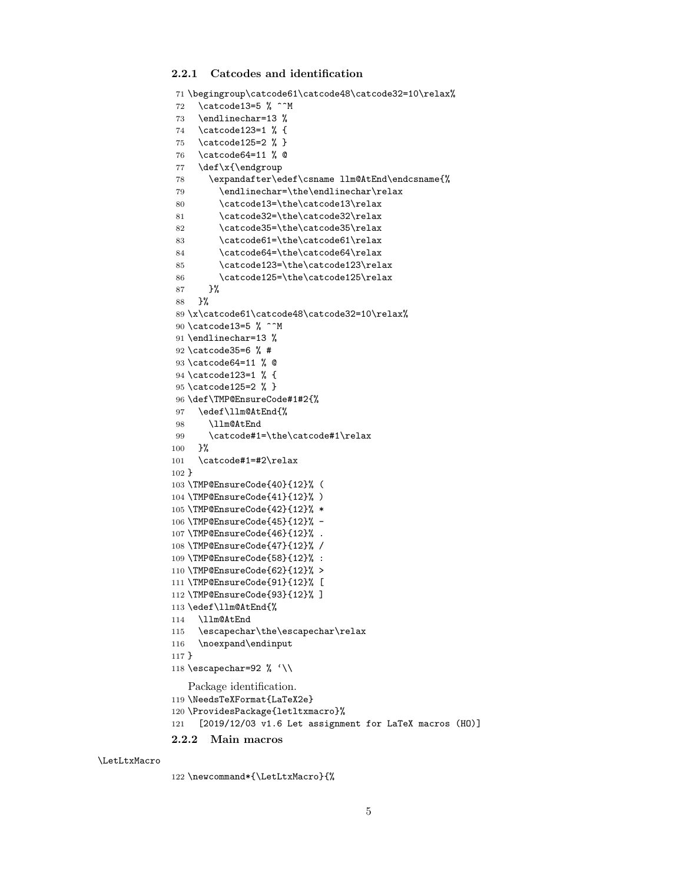### 2.2.1 Catcodes and identification

```
71 \begingroup\catcode61\catcode48\catcode32=10\relax%
72   \catcode13=5 % ^^M
73   \endlinechar=13 %
74   \catcode123=1 % {
75   \catcode125=2 % }
76   \catcode64=11 % @
77   \def\x{\endgroup
78     \expandafter\edef\csname llm@AtEnd\endcsname{%
79       \endlinechar=\the\endlinechar\relax
80       \catcode13=\the\catcode13\relax
81       \catcode32=\the\catcode32\relax
82       \catcode35=\the\catcode35\relax
83       \catcode61=\the\catcode61\relax
84       \catcode64=\the\catcode64\relax
85       \catcode123=\the\catcode123\relax
86       \catcode125=\the\catcode125\relax
87     }%
88   }%
89 \x\catcode61\catcode48\catcode32=10\relax%
90 \catcode13=5 % ^^M
91 \endlinechar=13 %
92 \catcode35=6 % #
93 \catcode64=11 % @
94 \catcode123=1 % {
95 \catcode125=2 % }
96 \def\TMP@EnsureCode#1#2{%
97   \edef\llm@AtEnd{%
98     \llm@AtEnd
99     \catcode#1=\the\catcode#1\relax
100   }%
101   \catcode#1=#2\relax
102 }
103 \TMP@EnsureCode{40}{12}% (
104 \TMP@EnsureCode{41}{12}% )
105 \TMP@EnsureCode{42}{12}% *
106 \TMP@EnsureCode{45}{12}% -
107 \TMP@EnsureCode{46}{12}% .
108 \TMP@EnsureCode{47}{12}% /
109 \TMP@EnsureCode{58}{12}% :
110 \TMP@EnsureCode{62}{12}% >
111 \TMP@EnsureCode{91}{12}% [
112 \TMP@EnsureCode{93}{12}% ]
113 \edef\llm@AtEnd{%
114   \llm@AtEnd
115   \escapechar\the\escapechar\relax
116   \noexpand\endinput
117 }
118 \escapechar=92 % `\\
```

Package identification.

```
119 \NeedsTeXFormat{LaTeX2e}
120 \ProvidesPackage{letltxmacro}%
121   [2019/12/03 v1.6 Let assignment for LaTeX macros (HO)]
```

### 2.2.2 Main macros

\LetLtxMacro

```
122 \newcommand*{\LetLtxMacro}{%
```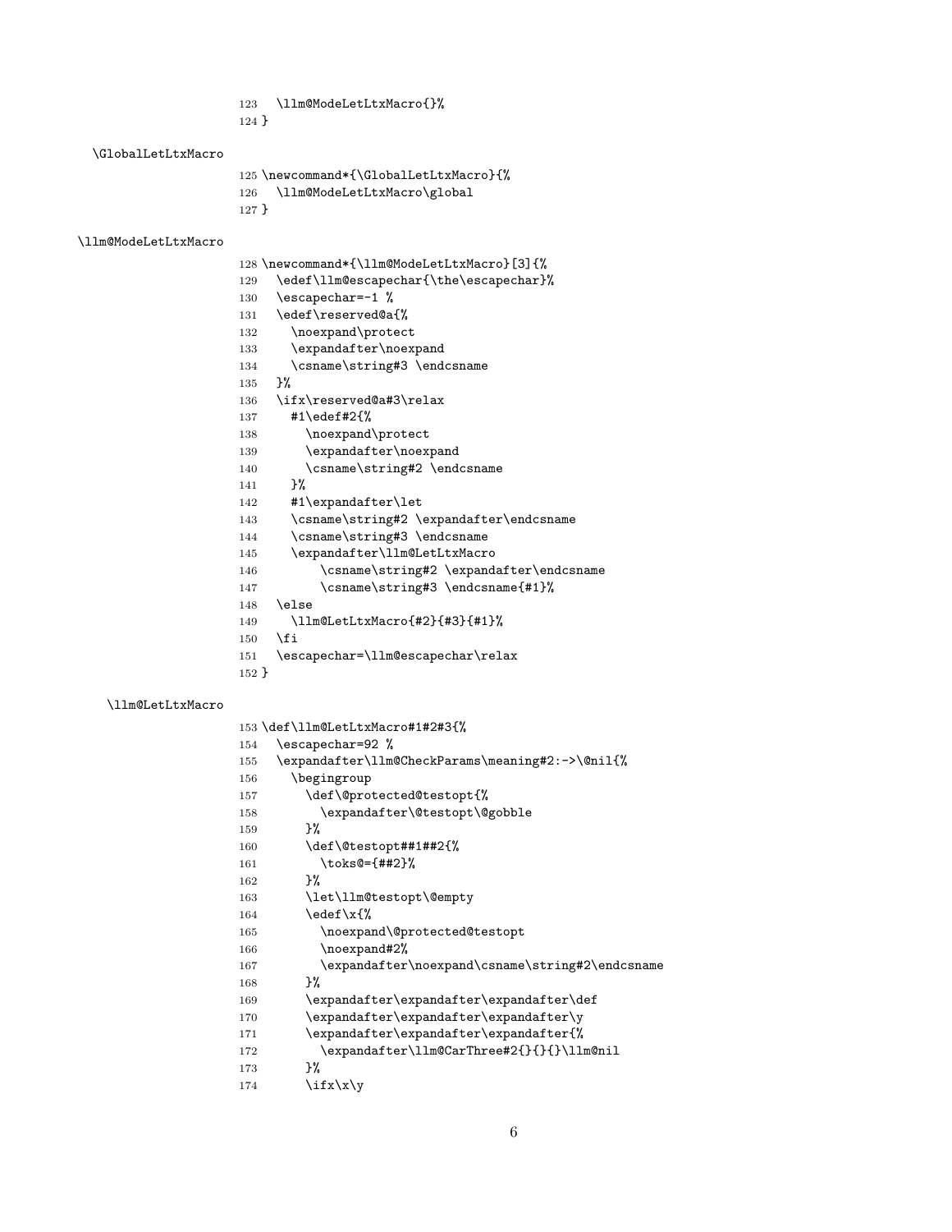```
123   \llm@ModeLetLtxMacro{}%
124 }
```

\GlobalLetLtxMacro

```
125 \newcommand*{\GlobalLetLtxMacro}{%
126   \llm@ModeLetLtxMacro\global
127 }
```

\llm@ModeLetLtxMacro

```
128 \newcommand*{\llm@ModeLetLtxMacro}[3]{%
129   \edef\llm@escapechar{\the\escapechar}%
130   \escapechar=-1 %
131   \edef\reserved@a{%
132     \noexpand\protect
133     \expandafter\noexpand
134     \csname\string#3 \endcsname
135   }%
136   \ifx\reserved@a#3\relax
137     #1\edef#2{%
138       \noexpand\protect
139       \expandafter\noexpand
140       \csname\string#2 \endcsname
141     }%
142     #1\expandafter\let
143     \csname\string#2 \expandafter\endcsname
144     \csname\string#3 \endcsname
145     \expandafter\llm@LetLtxMacro
146         \csname\string#2 \expandafter\endcsname
147         \csname\string#3 \endcsname{#1}%
148   \else
149     \llm@LetLtxMacro{#2}{#3}{#1}%
150   \fi
151   \escapechar=\llm@escapechar\relax
152 }
```

\llm@LetLtxMacro

```
153 \def\llm@LetLtxMacro#1#2#3{%
154   \escapechar=92 %
155   \expandafter\llm@CheckParams\meaning#2:->\@nil{%
156     \begingroup
157       \def\@protected@testopt{%
158         \expandafter\@testopt\@gobble
159       }%
160       \def\@testopt##1##2{%
161         \toks@={##2}%
162       }%
163       \let\llm@testopt\@empty
164       \edef\x{%
165         \noexpand\@protected@testopt
166         \noexpand#2%
167         \expandafter\noexpand\csname\string#2\endcsname
168       }%
169       \expandafter\expandafter\expandafter\def
170       \expandafter\expandafter\expandafter\y
171       \expandafter\expandafter\expandafter{%
172         \expandafter\llm@CarThree#2{}{}{}\llm@nil
173       }%
174       \ifx\x\y
```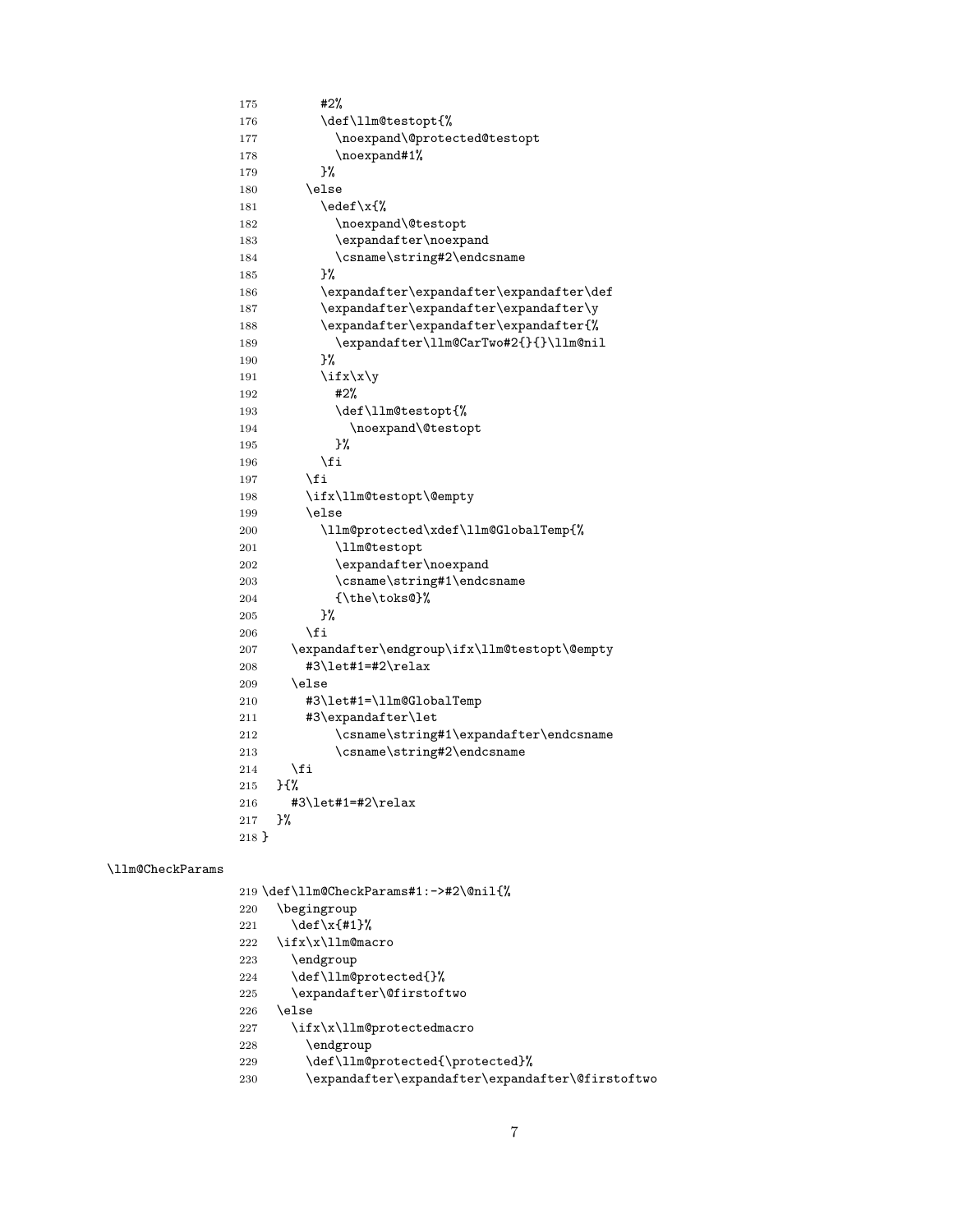```
175         #2%
176         \def\llm@testopt{%
177           \noexpand\@protected@testopt
178           \noexpand#1%
179         }%
180       \else
181         \edef\x{%
182           \noexpand\@testopt
183           \expandafter\noexpand
184           \csname\string#2\endcsname
185         }%
186         \expandafter\expandafter\expandafter\def
187         \expandafter\expandafter\expandafter\y
188         \expandafter\expandafter\expandafter{%
189           \expandafter\llm@CarTwo#2{}{}\llm@nil
190         }%
191         \ifx\x\y
192           #2%
193           \def\llm@testopt{%
194             \noexpand\@testopt
195           }%
196         \fi
197       \fi
198       \ifx\llm@testopt\@empty
199       \else
200         \llm@protected\xdef\llm@GlobalTemp{%
201           \llm@testopt
202           \expandafter\noexpand
203           \csname\string#1\endcsname
204           {\the\toks@}%
205         }%
206       \fi
207     \expandafter\endgroup\ifx\llm@testopt\@empty
208       #3\let#1=#2\relax
209     \else
210       #3\let#1=\llm@GlobalTemp
211       #3\expandafter\let
212           \csname\string#1\expandafter\endcsname
213           \csname\string#2\endcsname
214     \fi
215   }{%
216     #3\let#1=#2\relax
217   }%
218 }
```

\llm@CheckParams

```
219 \def\llm@CheckParams#1:->#2\@nil{%
220   \begingroup
221     \def\x{#1}%
222   \ifx\x\llm@macro
223     \endgroup
224     \def\llm@protected{}%
225     \expandafter\@firstoftwo
226   \else
227     \ifx\x\llm@protectedmacro
228       \endgroup
229       \def\llm@protected{\protected}%
230       \expandafter\expandafter\expandafter\@firstoftwo
```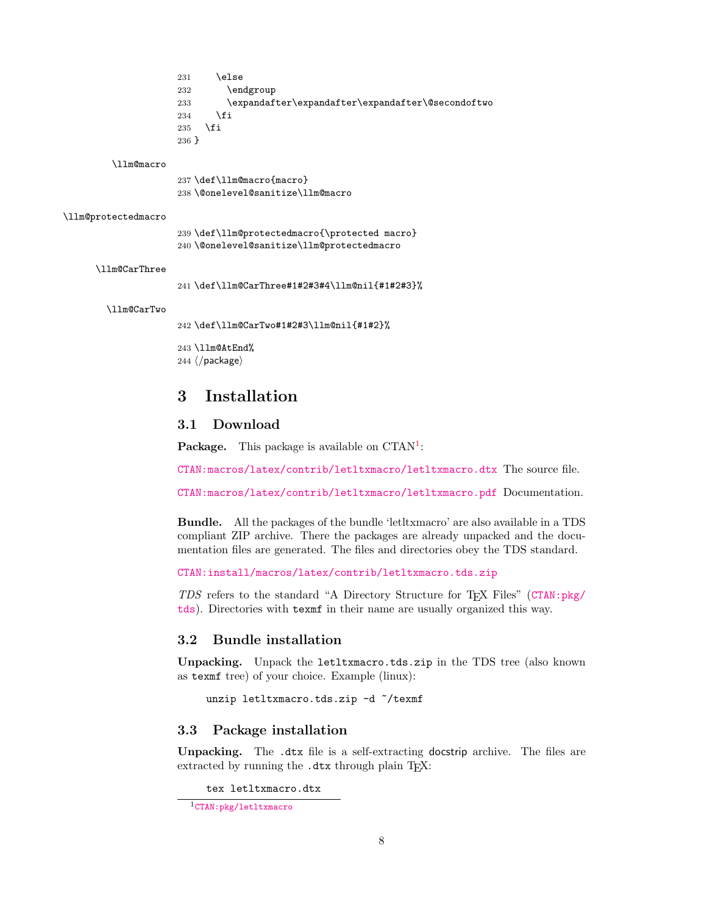```
231     \else
232       \endgroup
233       \expandafter\expandafter\expandafter\@secondoftwo
234     \fi
235   \fi
236 }
```

\llm@macro

```
237 \def\llm@macro{macro}
238 \@onelevel@sanitize\llm@macro
```

\llm@protectedmacro

```
239 \def\llm@protectedmacro{\protected macro}
240 \@onelevel@sanitize\llm@protectedmacro
```

\llm@CarThree

```
241 \def\llm@CarThree#1#2#3#4\llm@nil{#1#2#3}%
```

\llm@CarTwo

```
242 \def\llm@CarTwo#1#2#3\llm@nil{#1#2}%
```

```
243 \llm@AtEnd%
244 ⟨/package⟩
```

# 3 Installation

## 3.1 Download

**Package.** This package is available on CTAN[1]:

CTAN:macros/latex/contrib/letltxmacro/letltxmacro.dtx The source file.

CTAN:macros/latex/contrib/letltxmacro/letltxmacro.pdf Documentation.

**Bundle.** All the packages of the bundle 'letltxmacro' are also available in a TDS compliant ZIP archive. There the packages are already unpacked and the documentation files are generated. The files and directories obey the TDS standard.

CTAN:install/macros/latex/contrib/letltxmacro.tds.zip

*TDS* refers to the standard "A Directory Structure for TEX Files" (CTAN:pkg/tds). Directories with `texmf` in their name are usually organized this way.

## 3.2 Bundle installation

**Unpacking.** Unpack the `letltxmacro.tds.zip` in the TDS tree (also known as `texmf` tree) of your choice. Example (linux):

```
unzip letltxmacro.tds.zip -d ~/texmf
```

## 3.3 Package installation

**Unpacking.** The `.dtx` file is a self-extracting docstrip archive. The files are extracted by running the `.dtx` through plain TEX:

```
tex letltxmacro.dtx
```

[1] CTAN:pkg/letltxmacro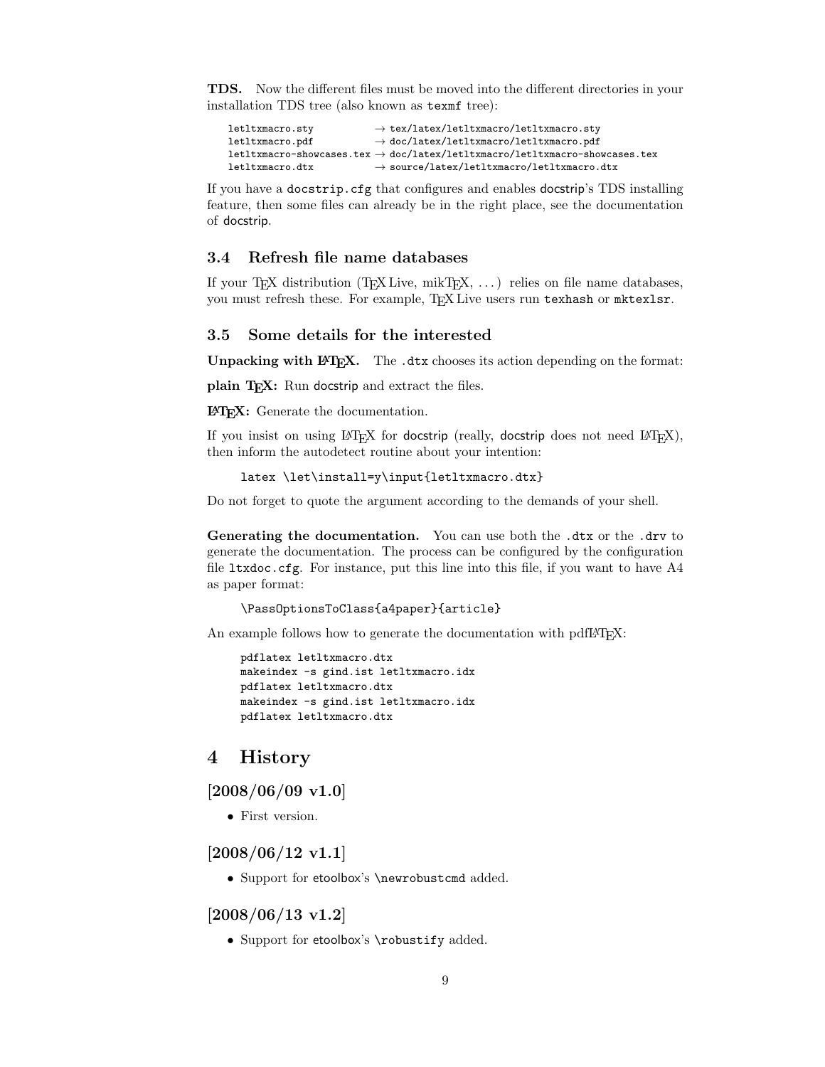**TDS.** Now the different files must be moved into the different directories in your installation TDS tree (also known as `texmf` tree):

```
letltxmacro.sty           → tex/latex/letltxmacro/letltxmacro.sty
letltxmacro.pdf           → doc/latex/letltxmacro/letltxmacro.pdf
letltxmacro-showcases.tex → doc/latex/letltxmacro/letltxmacro-showcases.tex
letltxmacro.dtx           → source/latex/letltxmacro/letltxmacro.dtx
```

If you have a `docstrip.cfg` that configures and enables docstrip's TDS installing feature, then some files can already be in the right place, see the documentation of docstrip.

## 3.4 Refresh file name databases

If your TeX distribution (TeX Live, mikTeX, ...) relies on file name databases, you must refresh these. For example, TeX Live users run `texhash` or `mktexlsr`.

## 3.5 Some details for the interested

**Unpacking with LaTeX.** The `.dtx` chooses its action depending on the format:

**plain TeX:** Run docstrip and extract the files.

**LaTeX:** Generate the documentation.

If you insist on using LaTeX for docstrip (really, docstrip does not need LaTeX), then inform the autodetect routine about your intention:

```
latex \let\install=y\input{letltxmacro.dtx}
```

Do not forget to quote the argument according to the demands of your shell.

**Generating the documentation.** You can use both the `.dtx` or the `.drv` to generate the documentation. The process can be configured by the configuration file `ltxdoc.cfg`. For instance, put this line into this file, if you want to have A4 as paper format:

```
\PassOptionsToClass{a4paper}{article}
```

An example follows how to generate the documentation with pdfLaTeX:

```
pdflatex letltxmacro.dtx
makeindex -s gind.ist letltxmacro.idx
pdflatex letltxmacro.dtx
makeindex -s gind.ist letltxmacro.idx
pdflatex letltxmacro.dtx
```

# 4 History

## [2008/06/09 v1.0]

- First version.

## [2008/06/12 v1.1]

- Support for etoolbox's `\newrobustcmd` added.

## [2008/06/13 v1.2]

- Support for etoolbox's `\robustify` added.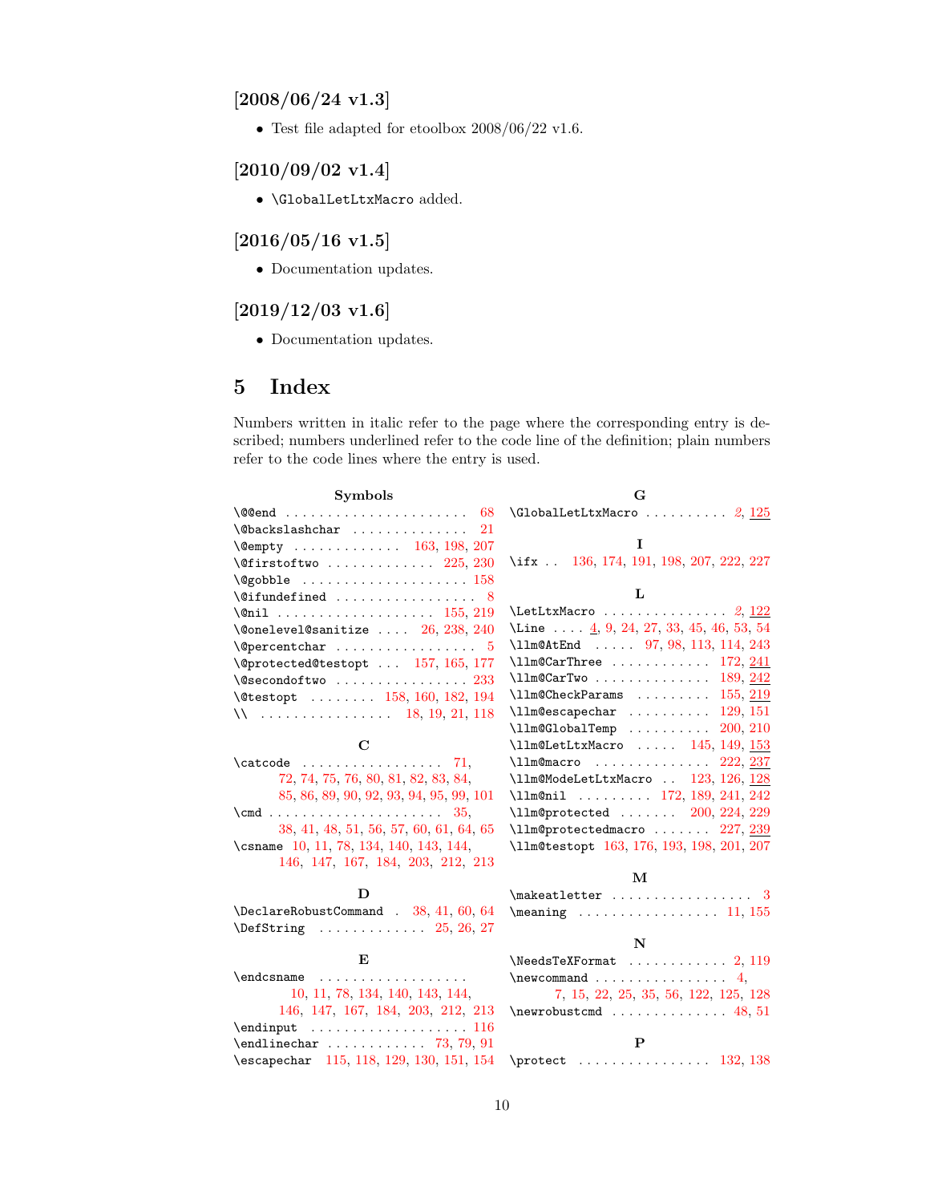### [2008/06/24 v1.3]

- Test file adapted for etoolbox 2008/06/22 v1.6.

### [2010/09/02 v1.4]

- `\GlobalLetLtxMacro` added.

### [2016/05/16 v1.5]

- Documentation updates.

### [2019/12/03 v1.6]

- Documentation updates.

## 5 Index

Numbers written in italic refer to the page where the corresponding entry is described; numbers underlined refer to the code line of the definition; plain numbers refer to the code lines where the entry is used.

**Symbols**

\@@end . . . . . . 68
\@backslashchar . . . . . . 21
\@empty . . . . . . 163, 198, 207
\@firstoftwo . . . . . . 225, 230
\@gobble . . . . . . 158
\@ifundefined . . . . . . 8
\@nil . . . . . . 155, 219
\@onelevel@sanitize . . . . 26, 238, 240
\@percentchar . . . . . . 5
\@protected@testopt . . . 157, 165, 177
\@secondoftwo . . . . . . 233
\@testopt . . . . . . 158, 160, 182, 194
\\ . . . . . . 18, 19, 21, 118

**C**

\catcode . . . . . . 71, 72, 74, 75, 76, 80, 81, 82, 83, 84, 85, 86, 89, 90, 92, 93, 94, 95, 99, 101
\cmd . . . . . . 35, 38, 41, 48, 51, 56, 57, 60, 61, 64, 65
\csname 10, 11, 78, 134, 140, 143, 144, 146, 147, 167, 184, 203, 212, 213

**D**

\DeclareRobustCommand . 38, 41, 60, 64
\DefString . . . . . . 25, 26, 27

**E**

\endcsname . . . . . . 10, 11, 78, 134, 140, 143, 144, 146, 147, 167, 184, 203, 212, 213
\endinput . . . . . . 116
\endlinechar . . . . . . 73, 79, 91
\escapechar 115, 118, 129, 130, 151, 154

**G**

\GlobalLetLtxMacro . . . . . . *2*, 125

**I**

\ifx . . 136, 174, 191, 198, 207, 222, 227

**L**

\LetLtxMacro . . . . . . *2*, 122
\Line . . . . 4, 9, 24, 27, 33, 45, 46, 53, 54
\llm@AtEnd . . . . . 97, 98, 113, 114, 243
\llm@CarThree . . . . . . 172, 241
\llm@CarTwo . . . . . . 189, 242
\llm@CheckParams . . . . . . 155, 219
\llm@escapechar . . . . . . 129, 151
\llm@GlobalTemp . . . . . . 200, 210
\llm@LetLtxMacro . . . . . 145, 149, 153
\llm@macro . . . . . . 222, 237
\llm@ModeLetLtxMacro . . 123, 126, 128
\llm@nil . . . . . . 172, 189, 241, 242
\llm@protected . . . . . . 200, 224, 229
\llm@protectedmacro . . . . . . 227, 239
\llm@testopt 163, 176, 193, 198, 201, 207

**M**

\makeatletter . . . . . . 3
\meaning . . . . . . 11, 155

**N**

\NeedsTeXFormat . . . . . . 2, 119
\newcommand . . . . . . 4, 7, 15, 22, 25, 35, 56, 122, 125, 128
\newrobustcmd . . . . . . 48, 51

**P**

\protect . . . . . . 132, 138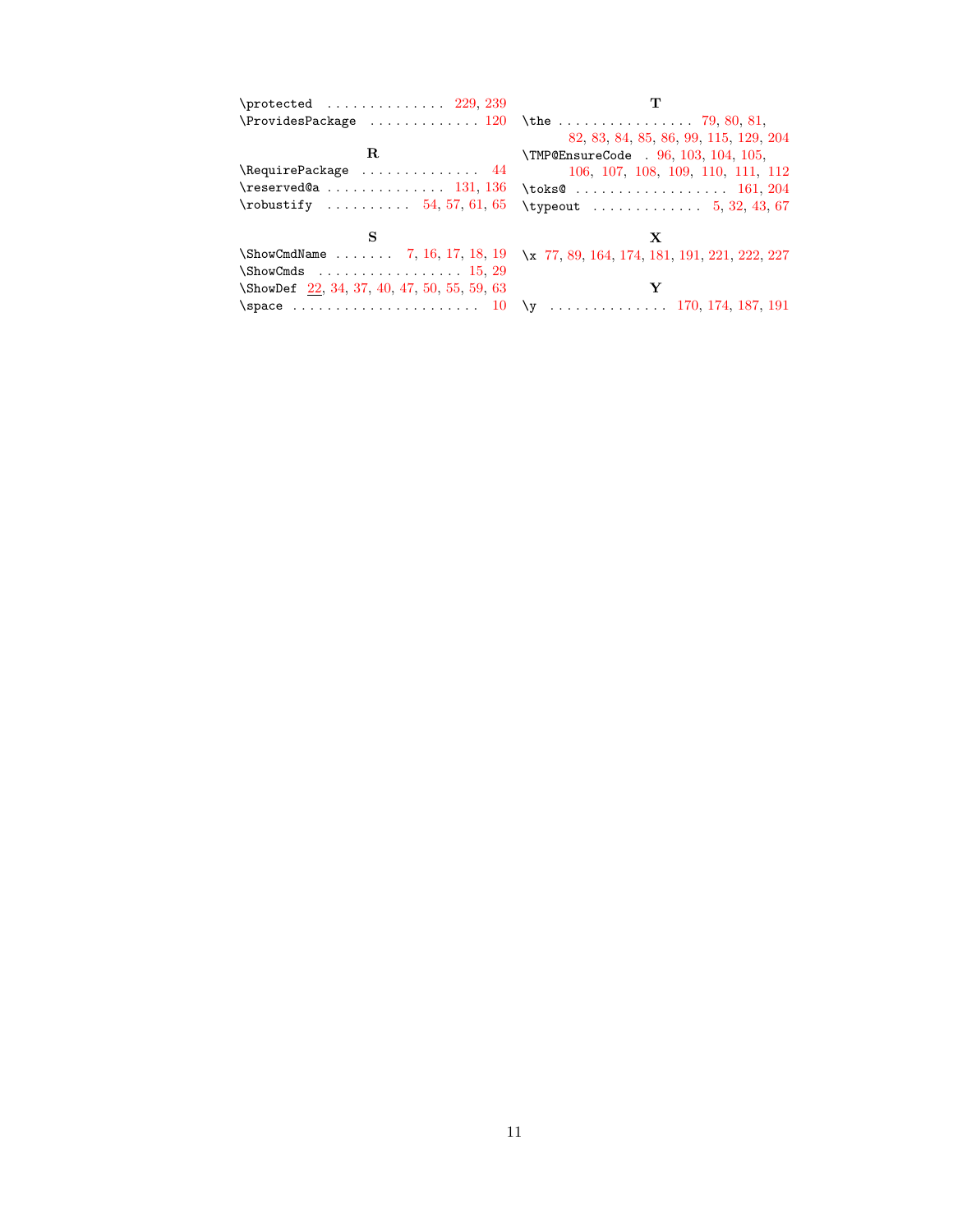\protected . . . . . . . . . . . . . . 229, 239
\ProvidesPackage . . . . . . . . . . . . . 120

**R**

\RequirePackage . . . . . . . . . . . . . . 44
\reserved@a . . . . . . . . . . . . . . 131, 136
\robustify . . . . . . . . . . 54, 57, 61, 65

**S**

\ShowCmdName . . . . . . . 7, 16, 17, 18, 19
\ShowCmds . . . . . . . . . . . . . . . . . 15, 29
\ShowDef 22, 34, 37, 40, 47, 50, 55, 59, 63
\space . . . . . . . . . . . . . . . . . . . . . . 10

**T**

\the . . . . . . . . . . . . . . . . 79, 80, 81, 82, 83, 84, 85, 86, 99, 115, 129, 204
\TMP@EnsureCode . 96, 103, 104, 105, 106, 107, 108, 109, 110, 111, 112
\toks@ . . . . . . . . . . . . . . . . . . 161, 204
\typeout . . . . . . . . . . . . . 5, 32, 43, 67

**X**

\x 77, 89, 164, 174, 181, 191, 221, 222, 227

**Y**

\y . . . . . . . . . . . . . . 170, 174, 187, 191